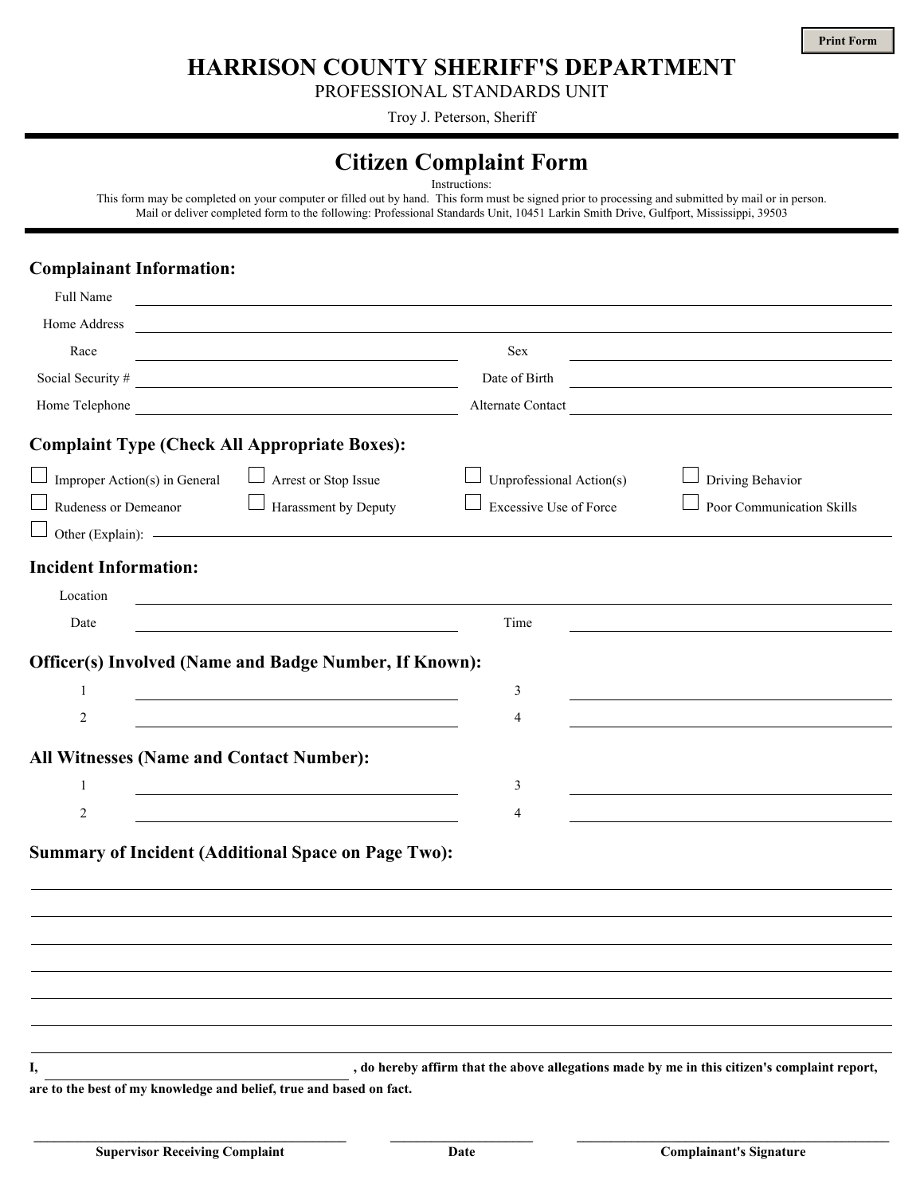Print Form

# HARRISON COUNTY SHERIFF'S DEPARTMENT

PROFESSIONAL STANDARDS UNIT

Troy J. Peterson, Sheriff

## Citizen Complaint Form

Instructions:
This form may be completed on your computer or filled out by hand. This form must be signed prior to processing and submitted by mail or in person.
Mail or deliver completed form to the following: Professional Standards Unit, 10451 Larkin Smith Drive, Gulfport, Mississippi, 39503

### Complaint Information:

Full Name ______________________________

Home Address ______________________________

Race ______________________________ Sex ______________________________

Social Security # ______________________________ Date of Birth ______________________________

Home Telephone ______________________________ Alternate Contact ______________________________

### Complaint Type (Check All Appropriate Boxes):

- ☐ Improper Action(s) in General
- ☐ Arrest or Stop Issue
- ☐ Unprofessional Action(s)
- ☐ Driving Behavior
- ☐ Rudeness or Demeanor
- ☐ Harassment by Deputy
- ☐ Excessive Use of Force
- ☐ Poor Communication Skills
- ☐ Other (Explain): ______________________________

### Incident Information:

Location ______________________________

Date ______________________________ Time ______________________________

### Officer(s) Involved (Name and Badge Number, If Known):

1 ______________________________ 3 ______________________________

2 ______________________________ 4 ______________________________

### All Witnesses (Name and Contact Number):

1 ______________________________ 3 ______________________________

2 ______________________________ 4 ______________________________

### Summary of Incident (Additional Space on Page Two):

______________________________

______________________________

______________________________

______________________________

______________________________

______________________________

______________________________

**I, ______________________________ , do hereby affirm that the above allegations made by me in this citizen's complaint report, are to the best of my knowledge and belief, true and based on fact.**

______________________________ ______________________________ ______________________________

**Supervisor Receiving Complaint** **Date** **Complainant's Signature**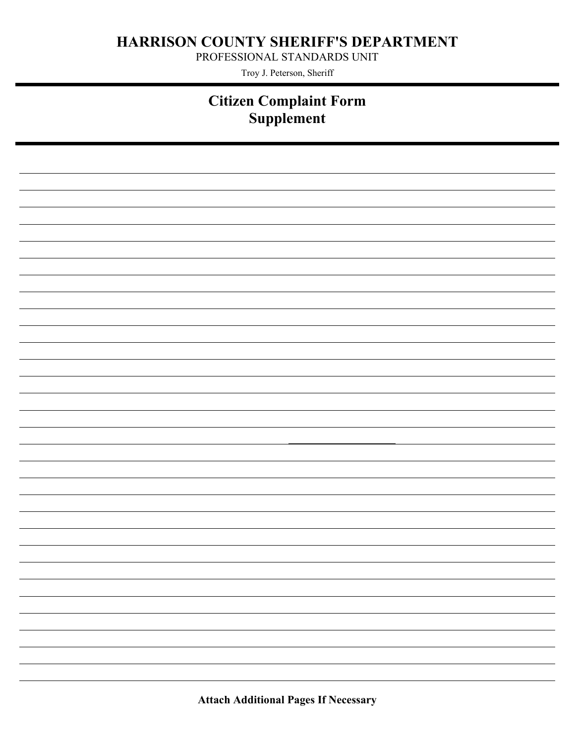# HARRISON COUNTY SHERIFF'S DEPARTMENT

PROFESSIONAL STANDARDS UNIT

Troy J. Peterson, Sheriff

## Citizen Complaint Form
## Supplement

**Attach Additional Pages If Necessary**